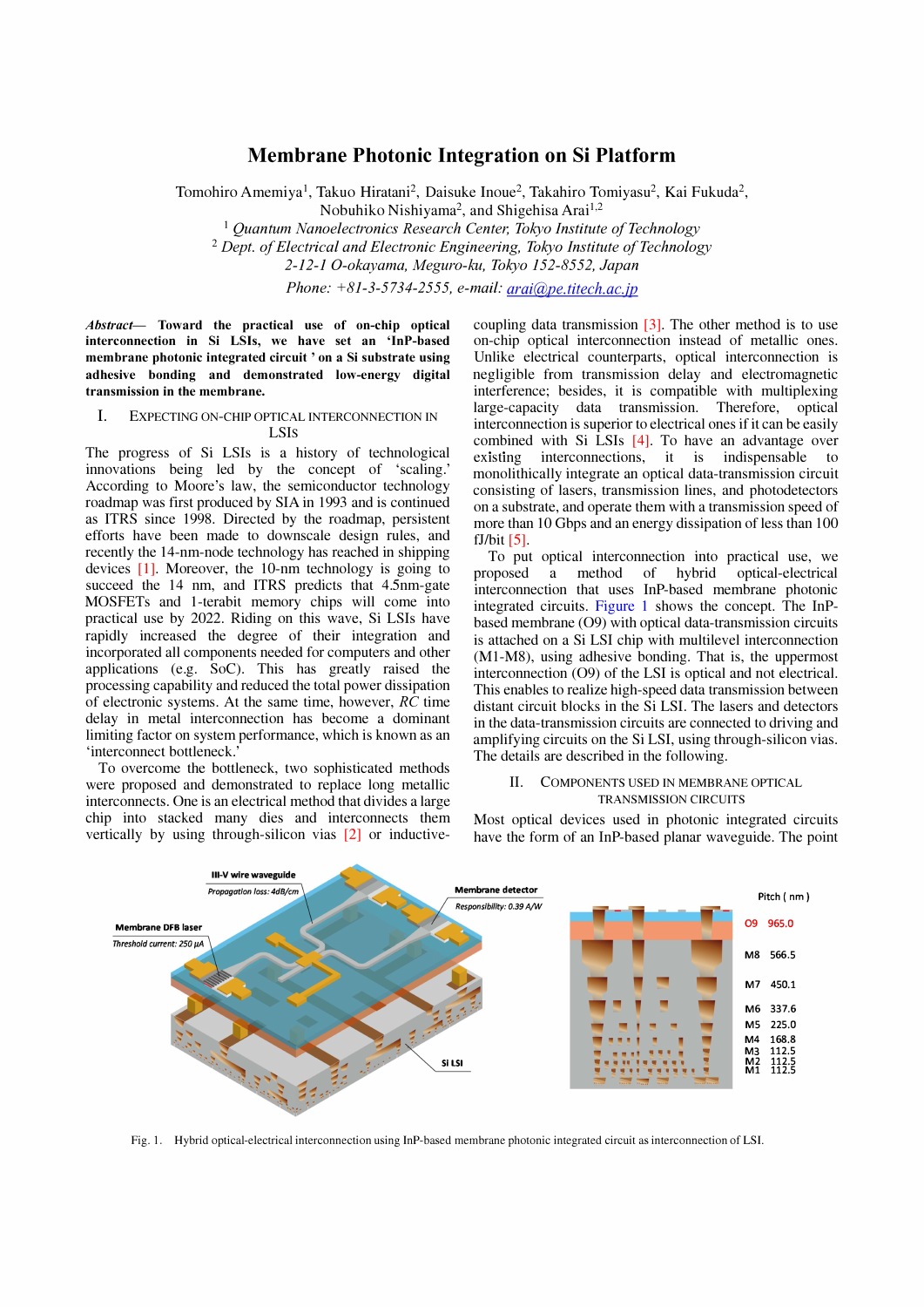# Membrane Photonic Integration on Si Platform

Tomohiro Amemiya[1], Takuo Hiratani[2], Daisuke Inoue[2], Takahiro Tomiyasu[2], Kai Fukuda[2], Nobuhiko Nishiyama[2], and Shigehisa Arai[1,2]

[1] *Quantum Nanoelectronics Research Center, Tokyo Institute of Technology*
[2] *Dept. of Electrical and Electronic Engineering, Tokyo Institute of Technology*
*2-12-1 O-okayama, Meguro-ku, Tokyo 152-8552, Japan*
*Phone: +81-3-5734-2555, e-mail: arai@pe.titech.ac.jp*

***Abstract*— Toward the practical use of on-chip optical interconnection in Si LSIs, we have set an 'InP-based membrane photonic integrated circuit ' on a Si substrate using adhesive bonding and demonstrated low-energy digital transmission in the membrane.**

## I. Expecting On-chip Optical Interconnection in LSIs

The progress of Si LSIs is a history of technological innovations being led by the concept of 'scaling.' According to Moore's law, the semiconductor technology roadmap was first produced by SIA in 1993 and is continued as ITRS since 1998. Directed by the roadmap, persistent efforts have been made to downscale design rules, and recently the 14-nm-node technology has reached in shipping devices [1]. Moreover, the 10-nm technology is going to succeed the 14 nm, and ITRS predicts that 4.5nm-gate MOSFETs and 1-terabit memory chips will come into practical use by 2022. Riding on this wave, Si LSIs have rapidly increased the degree of their integration and incorporated all components needed for computers and other applications (e.g. SoC). This has greatly raised the processing capability and reduced the total power dissipation of electronic systems. At the same time, however, *RC* time delay in metal interconnection has become a dominant limiting factor on system performance, which is known as an 'interconnect bottleneck.'

To overcome the bottleneck, two sophisticated methods were proposed and demonstrated to replace long metallic interconnects. One is an electrical method that divides a large chip into stacked many dies and interconnects them vertically by using through-silicon vias [2] or inductive-coupling data transmission [3]. The other method is to use on-chip optical interconnection instead of metallic ones. Unlike electrical counterparts, optical interconnection is negligible from transmission delay and electromagnetic interference; besides, it is compatible with multiplexing large-capacity data transmission. Therefore, optical interconnection is superior to electrical ones if it can be easily combined with Si LSIs [4]. To have an advantage over existing interconnections, it is indispensable to monolithically integrate an optical data-transmission circuit consisting of lasers, transmission lines, and photodetectors on a substrate, and operate them with a transmission speed of more than 10 Gbps and an energy dissipation of less than 100 fJ/bit [5].

To put optical interconnection into practical use, we proposed a method of hybrid optical-electrical interconnection that uses InP-based membrane photonic integrated circuits. Figure 1 shows the concept. The InP-based membrane (O9) with optical data-transmission circuits is attached on a Si LSI chip with multilevel interconnection (M1-M8), using adhesive bonding. That is, the uppermost interconnection (O9) of the LSI is optical and not electrical. This enables to realize high-speed data transmission between distant circuit blocks in the Si LSI. The lasers and detectors in the data-transmission circuits are connected to driving and amplifying circuits on the Si LSI, using through-silicon vias. The details are described in the following.

## II. Components Used in Membrane Optical Transmission Circuits

Most optical devices used in photonic integrated circuits have the form of an InP-based planar waveguide. The point

Fig. 1. Hybrid optical-electrical interconnection using InP-based membrane photonic integrated circuit as interconnection of LSI.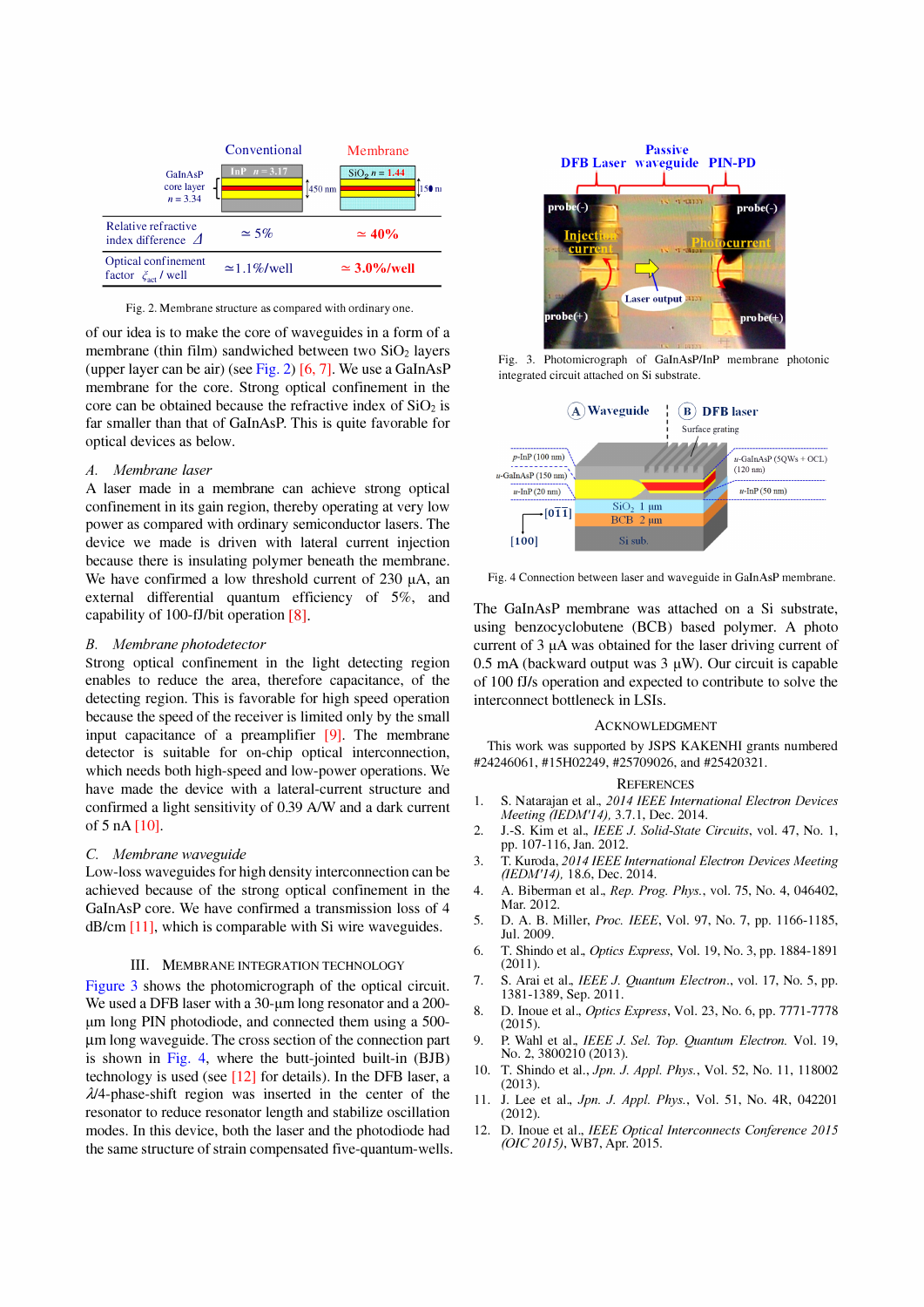| | Conventional | Membrane |
|---|---|---|
| Relative refractive index difference $\Delta$ | $\simeq 5\%$ | $\simeq$ **40%** |
| Optical confinement factor $\xi_{act}$ / well | $\simeq$1.1%/well | $\simeq$ **3.0%/well** |

Fig. 2. Membrane structure as compared with ordinary one.

of our idea is to make the core of waveguides in a form of a membrane (thin film) sandwiched between two $SiO_2$ layers (upper layer can be air) (see Fig. 2) [6, 7]. We use a GaInAsP membrane for the core. Strong optical confinement in the core can be obtained because the refractive index of $SiO_2$ is far smaller than that of GaInAsP. This is quite favorable for optical devices as below.

### *A. Membrane laser*

A laser made in a membrane can achieve strong optical confinement in its gain region, thereby operating at very low power as compared with ordinary semiconductor lasers. The device we made is driven with lateral current injection because there is insulating polymer beneath the membrane. We have confirmed a low threshold current of 230 μA, an external differential quantum efficiency of 5%, and capability of 100-fJ/bit operation [8].

### *B. Membrane photodetector*

Strong optical confinement in the light detecting region enables to reduce the area, therefore capacitance, of the detecting region. This is favorable for high speed operation because the speed of the receiver is limited only by the small input capacitance of a preamplifier [9]. The membrane detector is suitable for on-chip optical interconnection, which needs both high-speed and low-power operations. We have made the device with a lateral-current structure and confirmed a light sensitivity of 0.39 A/W and a dark current of 5 nA [10].

### *C. Membrane waveguide*

Low-loss waveguides for high density interconnection can be achieved because of the strong optical confinement in the GaInAsP core. We have confirmed a transmission loss of 4 dB/cm [11], which is comparable with Si wire waveguides.

## III. Membrane Integration Technology

Figure 3 shows the photomicrograph of the optical circuit. We used a DFB laser with a 30-μm long resonator and a 200-μm long PIN photodiode, and connected them using a 500-μm long waveguide. The cross section of the connection part is shown in Fig. 4, where the butt-jointed built-in (BJB) technology is used (see [12] for details). In the DFB laser, a $\lambda$/4-phase-shift region was inserted in the center of the resonator to reduce resonator length and stabilize oscillation modes. In this device, both the laser and the photodiode had the same structure of strain compensated five-quantum-wells.

DFB Laser
Passive waveguide
PIN-PD
probe(-)
probe(-)
Injection current
Photocurrent
Laser output
probe(+)
probe(+)

Fig. 3. Photomicrograph of GaInAsP/InP membrane photonic integrated circuit attached on Si substrate.

A Waveguide
B DFB laser
Surface grating
p-InP (100 nm)
u-GaInAsP (150 nm)
u-InP (20 nm)
u-GaInAsP (5QWs + OCL) (120 nm)
n-InP (50 nm)
$SiO_2$ 1 μm
BCB 2 μm
Si sub.
[0$\bar{1}$1]
[100]

Fig. 4 Connection between laser and waveguide in GaInAsP membrane.

The GaInAsP membrane was attached on a Si substrate, using benzocyclobutene (BCB) based polymer. A photo current of 3 μA was obtained for the laser driving current of 0.5 mA (backward output was 3 μW). Our circuit is capable of 100 fJ/s operation and expected to contribute to solve the interconnect bottleneck in LSIs.

## Acknowledgment

This work was supported by JSPS KAKENHI grants numbered #24246061, #15H02249, #25709026, and #25420321.

## References

1. S. Natarajan et al., *2014 IEEE International Electron Devices Meeting (IEDM'14)*, 3.7.1, Dec. 2014.
2. J.-S. Kim et al., *IEEE J. Solid-State Circuits*, vol. 47, No. 1, pp. 107-116, Jan. 2012.
3. T. Kuroda, *2014 IEEE International Electron Devices Meeting (IEDM'14)*, 18.6, Dec. 2014.
4. A. Biberman et al., *Rep. Prog. Phys.*, vol. 75, No. 4, 046402, Mar. 2012.
5. D. A. B. Miller, *Proc. IEEE*, Vol. 97, No. 7, pp. 1166-1185, Jul. 2009.
6. T. Shindo et al., *Optics Express*, Vol. 19, No. 3, pp. 1884-1891 (2011).
7. S. Arai et al., *IEEE J. Quantum Electron.*, vol. 17, No. 5, pp. 1381-1389, Sep. 2011.
8. D. Inoue et al., *Optics Express*, Vol. 23, No. 6, pp. 7771-7778 (2015).
9. P. Wahl et al., *IEEE J. Sel. Top. Quantum Electron.* Vol. 19, No. 2, 3800210 (2013).
10. T. Shindo et al., *Jpn. J. Appl. Phys.*, Vol. 52, No. 11, 118002 (2013).
11. J. Lee et al., *Jpn. J. Appl. Phys.*, Vol. 51, No. 4R, 042201 (2012).
12. D. Inoue et al., *IEEE Optical Interconnects Conference 2015 (OIC 2015)*, WB7, Apr. 2015.